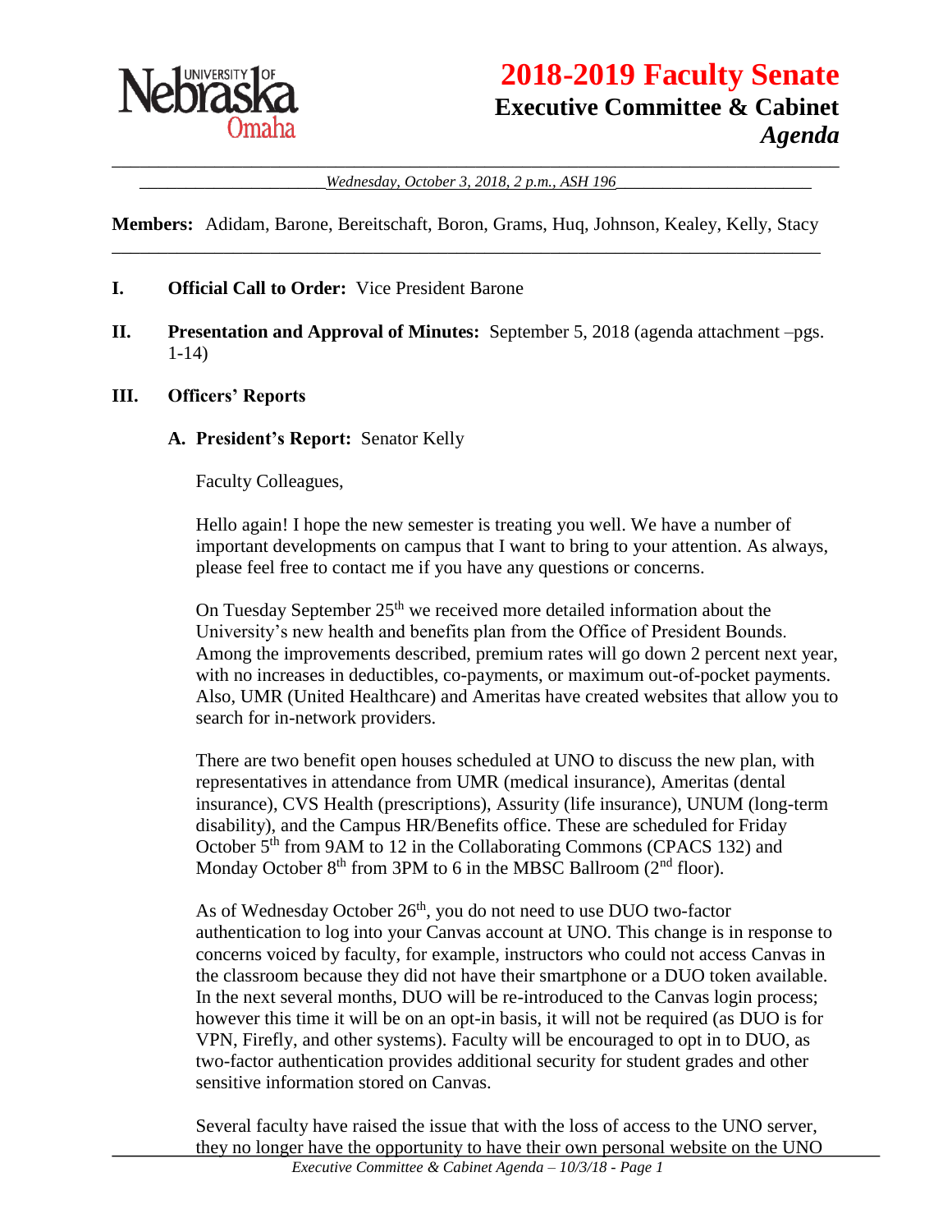# 2018-2019 Faculty Senate

## Executive Committee & Cabinet

### *Agenda*

*Wednesday, October 3, 2018, 2 p.m., ASH 196*

**Members:** Adidam, Barone, Bereitschaft, Boron, Grams, Huq, Johnson, Kealey, Kelly, Stacy

**I. Official Call to Order:** Vice President Barone

**II. Presentation and Approval of Minutes:** September 5, 2018 (agenda attachment –pgs. 1-14)

**III. Officers' Reports**

**A. President's Report:** Senator Kelly

Faculty Colleagues,

Hello again! I hope the new semester is treating you well. We have a number of important developments on campus that I want to bring to your attention. As always, please feel free to contact me if you have any questions or concerns.

On Tuesday September 25th we received more detailed information about the University's new health and benefits plan from the Office of President Bounds. Among the improvements described, premium rates will go down 2 percent next year, with no increases in deductibles, co-payments, or maximum out-of-pocket payments. Also, UMR (United Healthcare) and Ameritas have created websites that allow you to search for in-network providers.

There are two benefit open houses scheduled at UNO to discuss the new plan, with representatives in attendance from UMR (medical insurance), Ameritas (dental insurance), CVS Health (prescriptions), Assurity (life insurance), UNUM (long-term disability), and the Campus HR/Benefits office. These are scheduled for Friday October 5th from 9AM to 12 in the Collaborating Commons (CPACS 132) and Monday October 8th from 3PM to 6 in the MBSC Ballroom (2nd floor).

As of Wednesday October 26th, you do not need to use DUO two-factor authentication to log into your Canvas account at UNO. This change is in response to concerns voiced by faculty, for example, instructors who could not access Canvas in the classroom because they did not have their smartphone or a DUO token available. In the next several months, DUO will be re-introduced to the Canvas login process; however this time it will be on an opt-in basis, it will not be required (as DUO is for VPN, Firefly, and other systems). Faculty will be encouraged to opt in to DUO, as two-factor authentication provides additional security for student grades and other sensitive information stored on Canvas.

Several faculty have raised the issue that with the loss of access to the UNO server, they no longer have the opportunity to have their own personal website on the UNO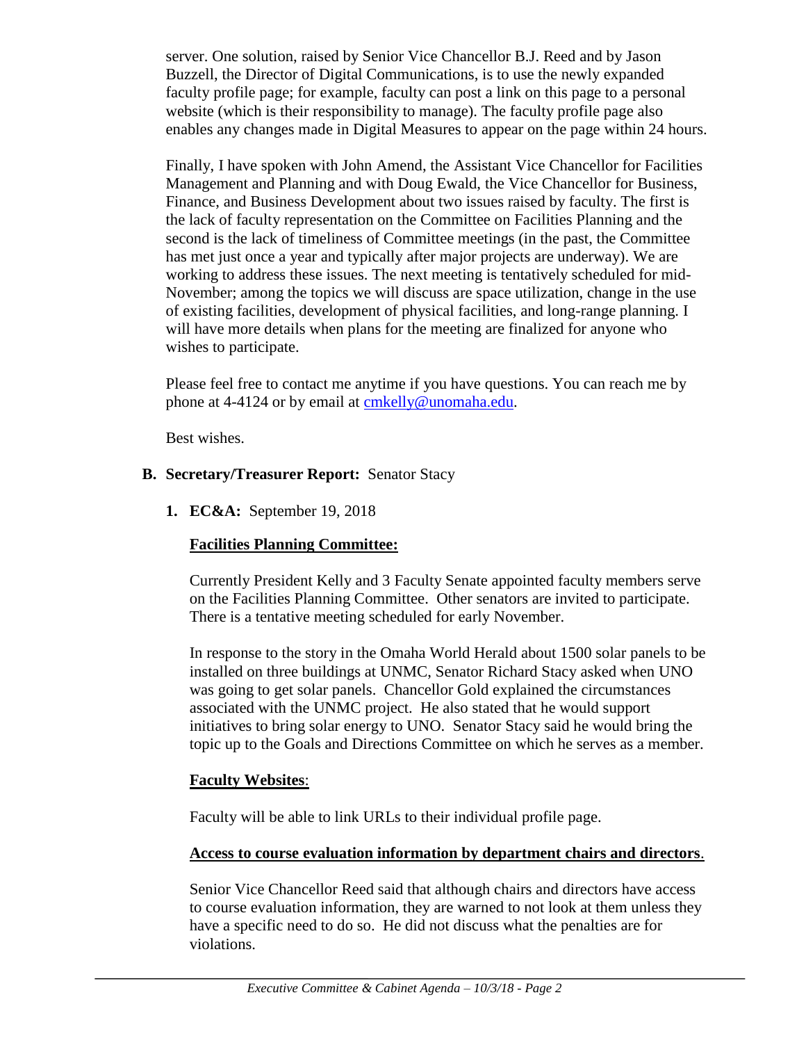server. One solution, raised by Senior Vice Chancellor B.J. Reed and by Jason Buzzell, the Director of Digital Communications, is to use the newly expanded faculty profile page; for example, faculty can post a link on this page to a personal website (which is their responsibility to manage). The faculty profile page also enables any changes made in Digital Measures to appear on the page within 24 hours.

Finally, I have spoken with John Amend, the Assistant Vice Chancellor for Facilities Management and Planning and with Doug Ewald, the Vice Chancellor for Business, Finance, and Business Development about two issues raised by faculty. The first is the lack of faculty representation on the Committee on Facilities Planning and the second is the lack of timeliness of Committee meetings (in the past, the Committee has met just once a year and typically after major projects are underway). We are working to address these issues. The next meeting is tentatively scheduled for mid-November; among the topics we will discuss are space utilization, change in the use of existing facilities, development of physical facilities, and long-range planning. I will have more details when plans for the meeting are finalized for anyone who wishes to participate.

Please feel free to contact me anytime if you have questions. You can reach me by phone at 4-4124 or by email at cmkelly@unomaha.edu.

Best wishes.

**B. Secretary/Treasurer Report:** Senator Stacy

1. **EC&A:** September 19, 2018

**Facilities Planning Committee:**

Currently President Kelly and 3 Faculty Senate appointed faculty members serve on the Facilities Planning Committee. Other senators are invited to participate. There is a tentative meeting scheduled for early November.

In response to the story in the Omaha World Herald about 1500 solar panels to be installed on three buildings at UNMC, Senator Richard Stacy asked when UNO was going to get solar panels. Chancellor Gold explained the circumstances associated with the UNMC project. He also stated that he would support initiatives to bring solar energy to UNO. Senator Stacy said he would bring the topic up to the Goals and Directions Committee on which he serves as a member.

**Faculty Websites**:

Faculty will be able to link URLs to their individual profile page.

**Access to course evaluation information by department chairs and directors**.

Senior Vice Chancellor Reed said that although chairs and directors have access to course evaluation information, they are warned to not look at them unless they have a specific need to do so. He did not discuss what the penalties are for violations.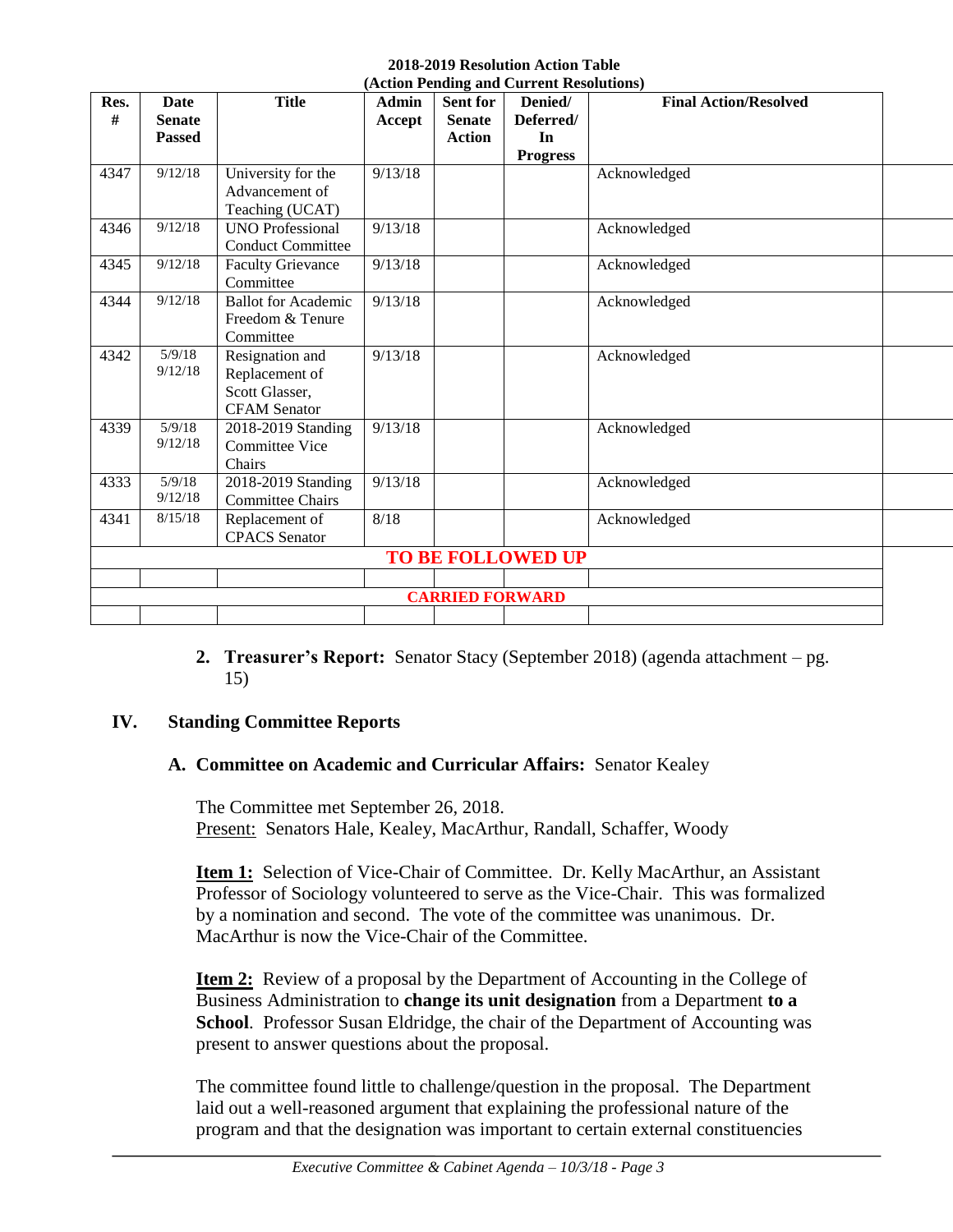**2018-2019 Resolution Action Table**
**(Action Pending and Current Resolutions)**

| Res. # | Date Senate Passed | Title | Admin Accept | Sent for Senate Action | Denied/ Deferred/ In Progress | Final Action/Resolved |
|---|---|---|---|---|---|---|
| 4347 | 9/12/18 | University for the Advancement of Teaching (UCAT) | 9/13/18 | | | Acknowledged |
| 4346 | 9/12/18 | UNO Professional Conduct Committee | 9/13/18 | | | Acknowledged |
| 4345 | 9/12/18 | Faculty Grievance Committee | 9/13/18 | | | Acknowledged |
| 4344 | 9/12/18 | Ballot for Academic Freedom & Tenure Committee | 9/13/18 | | | Acknowledged |
| 4342 | 5/9/18 9/12/18 | Resignation and Replacement of Scott Glasser, CFAM Senator | 9/13/18 | | | Acknowledged |
| 4339 | 5/9/18 9/12/18 | 2018-2019 Standing Committee Vice Chairs | 9/13/18 | | | Acknowledged |
| 4333 | 5/9/18 9/12/18 | 2018-2019 Standing Committee Chairs | 9/13/18 | | | Acknowledged |
| 4341 | 8/15/18 | Replacement of CPACS Senator | 8/18 | | | Acknowledged |
| **TO BE FOLLOWED UP** | | | | | | |
| | | | | | | |
| **CARRIED FORWARD** | | | | | | |
| | | | | | | |

2. **Treasurer's Report:** Senator Stacy (September 2018) (agenda attachment – pg. 15)

## IV. Standing Committee Reports

### A. Committee on Academic and Curricular Affairs: Senator Kealey

The Committee met September 26, 2018.
Present: Senators Hale, Kealey, MacArthur, Randall, Schaffer, Woody

**Item 1:** Selection of Vice-Chair of Committee. Dr. Kelly MacArthur, an Assistant Professor of Sociology volunteered to serve as the Vice-Chair. This was formalized by a nomination and second. The vote of the committee was unanimous. Dr. MacArthur is now the Vice-Chair of the Committee.

**Item 2:** Review of a proposal by the Department of Accounting in the College of Business Administration to **change its unit designation** from a Department **to a School**. Professor Susan Eldridge, the chair of the Department of Accounting was present to answer questions about the proposal.

The committee found little to challenge/question in the proposal. The Department laid out a well-reasoned argument that explaining the professional nature of the program and that the designation was important to certain external constituencies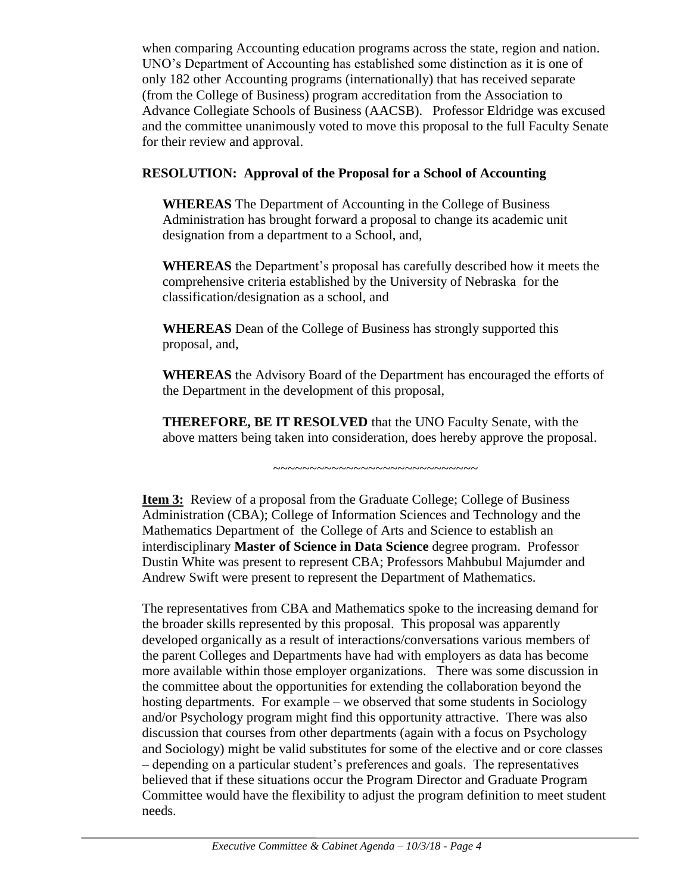when comparing Accounting education programs across the state, region and nation. UNO's Department of Accounting has established some distinction as it is one of only 182 other Accounting programs (internationally) that has received separate (from the College of Business) program accreditation from the Association to Advance Collegiate Schools of Business (AACSB). Professor Eldridge was excused and the committee unanimously voted to move this proposal to the full Faculty Senate for their review and approval.

**RESOLUTION: Approval of the Proposal for a School of Accounting**

> **WHEREAS** The Department of Accounting in the College of Business Administration has brought forward a proposal to change its academic unit designation from a department to a School, and,
>
> **WHEREAS** the Department's proposal has carefully described how it meets the comprehensive criteria established by the University of Nebraska for the classification/designation as a school, and
>
> **WHEREAS** Dean of the College of Business has strongly supported this proposal, and,
>
> **WHEREAS** the Advisory Board of the Department has encouraged the efforts of the Department in the development of this proposal,
>
> **THEREFORE, BE IT RESOLVED** that the UNO Faculty Senate, with the above matters being taken into consideration, does hereby approve the proposal.

~~~~~~~~~~~~~~~~~~~~~~~~~~~~~

**Item 3:** Review of a proposal from the Graduate College; College of Business Administration (CBA); College of Information Sciences and Technology and the Mathematics Department of the College of Arts and Science to establish an interdisciplinary **Master of Science in Data Science** degree program. Professor Dustin White was present to represent CBA; Professors Mahbubul Majumder and Andrew Swift were present to represent the Department of Mathematics.

The representatives from CBA and Mathematics spoke to the increasing demand for the broader skills represented by this proposal. This proposal was apparently developed organically as a result of interactions/conversations various members of the parent Colleges and Departments have had with employers as data has become more available within those employer organizations. There was some discussion in the committee about the opportunities for extending the collaboration beyond the hosting departments. For example – we observed that some students in Sociology and/or Psychology program might find this opportunity attractive. There was also discussion that courses from other departments (again with a focus on Psychology and Sociology) might be valid substitutes for some of the elective and or core classes – depending on a particular student's preferences and goals. The representatives believed that if these situations occur the Program Director and Graduate Program Committee would have the flexibility to adjust the program definition to meet student needs.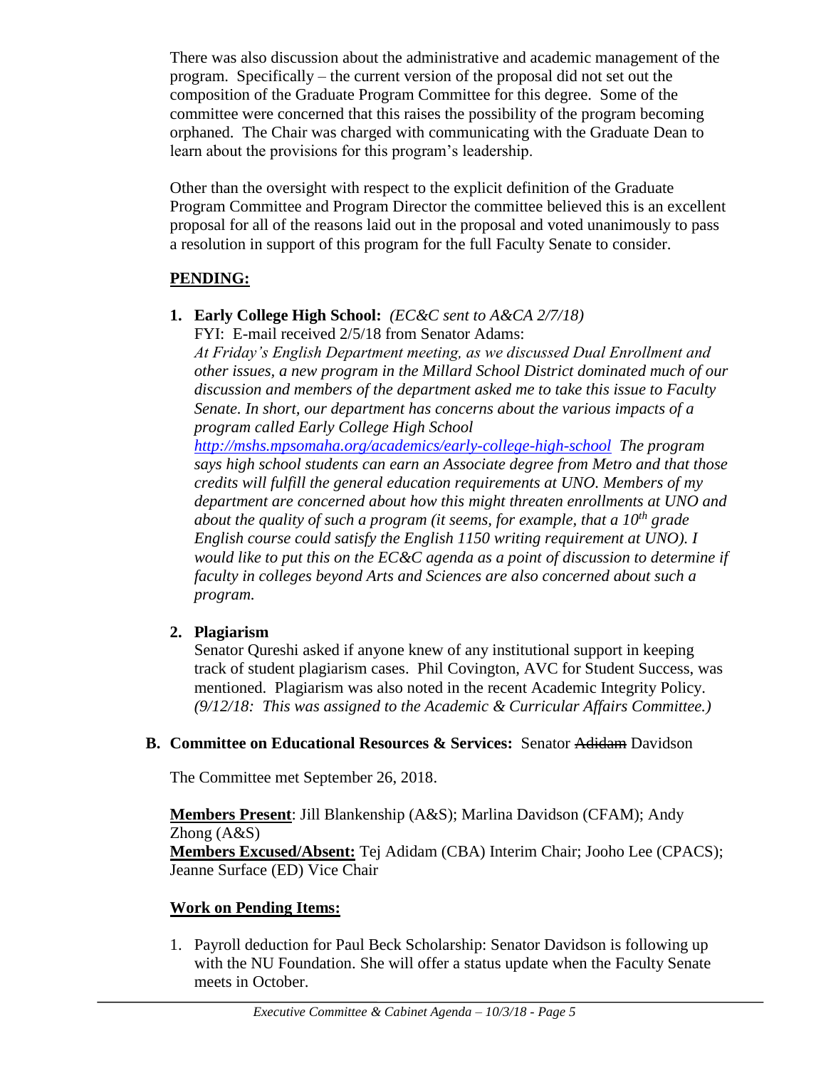There was also discussion about the administrative and academic management of the program. Specifically – the current version of the proposal did not set out the composition of the Graduate Program Committee for this degree. Some of the committee were concerned that this raises the possibility of the program becoming orphaned. The Chair was charged with communicating with the Graduate Dean to learn about the provisions for this program's leadership.

Other than the oversight with respect to the explicit definition of the Graduate Program Committee and Program Director the committee believed this is an excellent proposal for all of the reasons laid out in the proposal and voted unanimously to pass a resolution in support of this program for the full Faculty Senate to consider.

**PENDING:**

1. **Early College High School:** *(EC&C sent to A&CA 2/7/18)*
   FYI: E-mail received 2/5/18 from Senator Adams:
   *At Friday's English Department meeting, as we discussed Dual Enrollment and other issues, a new program in the Millard School District dominated much of our discussion and members of the department asked me to take this issue to Faculty Senate. In short, our department has concerns about the various impacts of a program called Early College High School http://mshs.mpsomaha.org/academics/early-college-high-school The program says high school students can earn an Associate degree from Metro and that those credits will fulfill the general education requirements at UNO. Members of my department are concerned about how this might threaten enrollments at UNO and about the quality of such a program (it seems, for example, that a 10th grade English course could satisfy the English 1150 writing requirement at UNO). I would like to put this on the EC&C agenda as a point of discussion to determine if faculty in colleges beyond Arts and Sciences are also concerned about such a program.*

2. **Plagiarism**
   Senator Qureshi asked if anyone knew of any institutional support in keeping track of student plagiarism cases. Phil Covington, AVC for Student Success, was mentioned. Plagiarism was also noted in the recent Academic Integrity Policy. *(9/12/18: This was assigned to the Academic & Curricular Affairs Committee.)*

**B. Committee on Educational Resources & Services:** Senator ~~Adidam~~ Davidson

The Committee met September 26, 2018.

**Members Present**: Jill Blankenship (A&S); Marlina Davidson (CFAM); Andy Zhong (A&S)
**Members Excused/Absent:** Tej Adidam (CBA) Interim Chair; Jooho Lee (CPACS); Jeanne Surface (ED) Vice Chair

**Work on Pending Items:**

1. Payroll deduction for Paul Beck Scholarship: Senator Davidson is following up with the NU Foundation. She will offer a status update when the Faculty Senate meets in October.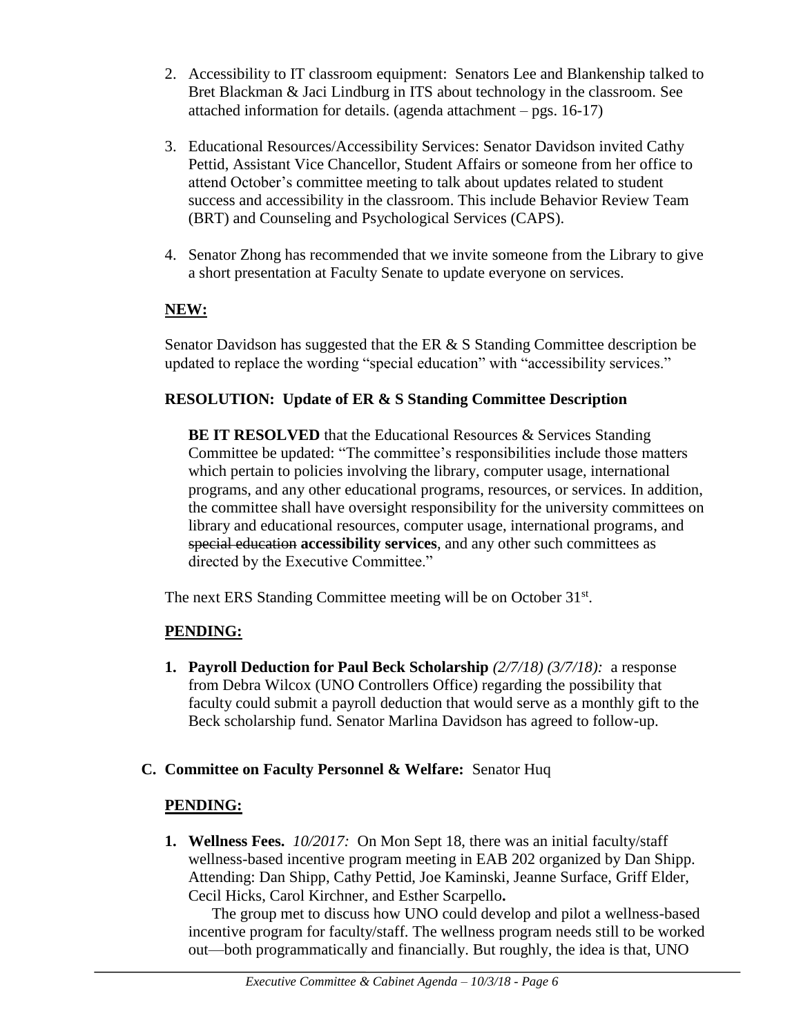2. Accessibility to IT classroom equipment: Senators Lee and Blankenship talked to Bret Blackman & Jaci Lindburg in ITS about technology in the classroom. See attached information for details. (agenda attachment – pgs. 16-17)

3. Educational Resources/Accessibility Services: Senator Davidson invited Cathy Pettid, Assistant Vice Chancellor, Student Affairs or someone from her office to attend October's committee meeting to talk about updates related to student success and accessibility in the classroom. This include Behavior Review Team (BRT) and Counseling and Psychological Services (CAPS).

4. Senator Zhong has recommended that we invite someone from the Library to give a short presentation at Faculty Senate to update everyone on services.

**NEW:**

Senator Davidson has suggested that the ER & S Standing Committee description be updated to replace the wording "special education" with "accessibility services."

**RESOLUTION: Update of ER & S Standing Committee Description**

> **BE IT RESOLVED** that the Educational Resources & Services Standing Committee be updated: "The committee's responsibilities include those matters which pertain to policies involving the library, computer usage, international programs, and any other educational programs, resources, or services. In addition, the committee shall have oversight responsibility for the university committees on library and educational resources, computer usage, international programs, and ~~special education~~ **accessibility services**, and any other such committees as directed by the Executive Committee."

The next ERS Standing Committee meeting will be on October 31st.

**PENDING:**

1. **Payroll Deduction for Paul Beck Scholarship** *(2/7/18) (3/7/18):* a response from Debra Wilcox (UNO Controllers Office) regarding the possibility that faculty could submit a payroll deduction that would serve as a monthly gift to the Beck scholarship fund. Senator Marlina Davidson has agreed to follow-up.

**C. Committee on Faculty Personnel & Welfare:** Senator Huq

**PENDING:**

1. **Wellness Fees.** *10/2017:* On Mon Sept 18, there was an initial faculty/staff wellness-based incentive program meeting in EAB 202 organized by Dan Shipp. Attending: Dan Shipp, Cathy Pettid, Joe Kaminski, Jeanne Surface, Griff Elder, Cecil Hicks, Carol Kirchner, and Esther Scarpello**.**

   The group met to discuss how UNO could develop and pilot a wellness-based incentive program for faculty/staff. The wellness program needs still to be worked out—both programmatically and financially. But roughly, the idea is that, UNO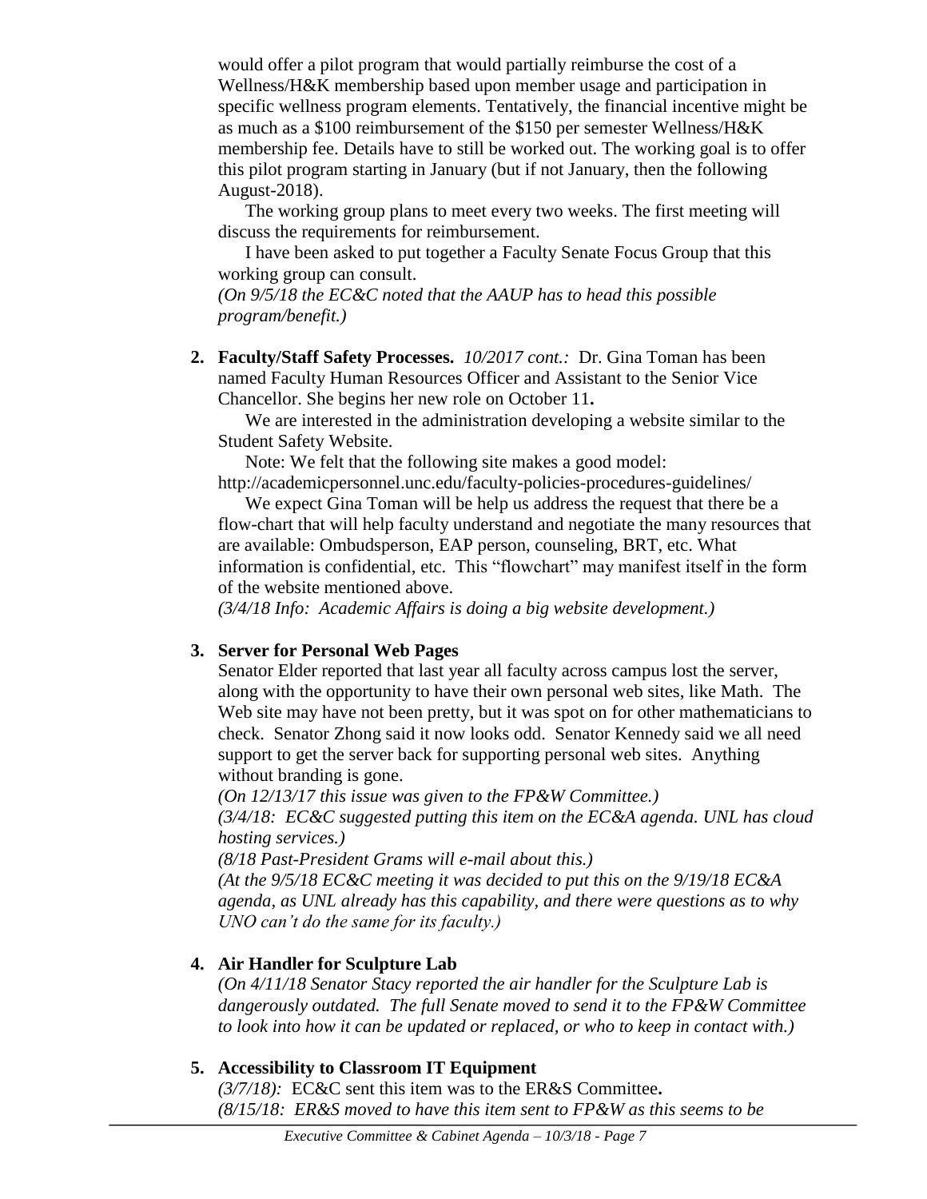would offer a pilot program that would partially reimburse the cost of a Wellness/H&K membership based upon member usage and participation in specific wellness program elements. Tentatively, the financial incentive might be as much as a $100 reimbursement of the $150 per semester Wellness/H&K membership fee. Details have to still be worked out. The working goal is to offer this pilot program starting in January (but if not January, then the following August-2018).

The working group plans to meet every two weeks. The first meeting will discuss the requirements for reimbursement.

I have been asked to put together a Faculty Senate Focus Group that this working group can consult.

*(On 9/5/18 the EC&C noted that the AAUP has to head this possible program/benefit.)*

2. **Faculty/Staff Safety Processes.** *10/2017 cont.:* Dr. Gina Toman has been named Faculty Human Resources Officer and Assistant to the Senior Vice Chancellor. She begins her new role on October 11**.**

   We are interested in the administration developing a website similar to the Student Safety Website.

   Note: We felt that the following site makes a good model: http://academicpersonnel.unc.edu/faculty-policies-procedures-guidelines/

   We expect Gina Toman will be help us address the request that there be a flow-chart that will help faculty understand and negotiate the many resources that are available: Ombudsperson, EAP person, counseling, BRT, etc. What information is confidential, etc. This "flowchart" may manifest itself in the form of the website mentioned above.

   *(3/4/18 Info: Academic Affairs is doing a big website development.)*

3. **Server for Personal Web Pages**

   Senator Elder reported that last year all faculty across campus lost the server, along with the opportunity to have their own personal web sites, like Math. The Web site may have not been pretty, but it was spot on for other mathematicians to check. Senator Zhong said it now looks odd. Senator Kennedy said we all need support to get the server back for supporting personal web sites. Anything without branding is gone.

   *(On 12/13/17 this issue was given to the FP&W Committee.)*

   *(3/4/18: EC&C suggested putting this item on the EC&A agenda. UNL has cloud hosting services.)*

   *(8/18 Past-President Grams will e-mail about this.)*

   *(At the 9/5/18 EC&C meeting it was decided to put this on the 9/19/18 EC&A agenda, as UNL already has this capability, and there were questions as to why UNO can't do the same for its faculty.)*

4. **Air Handler for Sculpture Lab**

   *(On 4/11/18 Senator Stacy reported the air handler for the Sculpture Lab is dangerously outdated. The full Senate moved to send it to the FP&W Committee to look into how it can be updated or replaced, or who to keep in contact with.)*

5. **Accessibility to Classroom IT Equipment**

   *(3/7/18):* EC&C sent this item was to the ER&S Committee**.**

   *(8/15/18: ER&S moved to have this item sent to FP&W as this seems to be*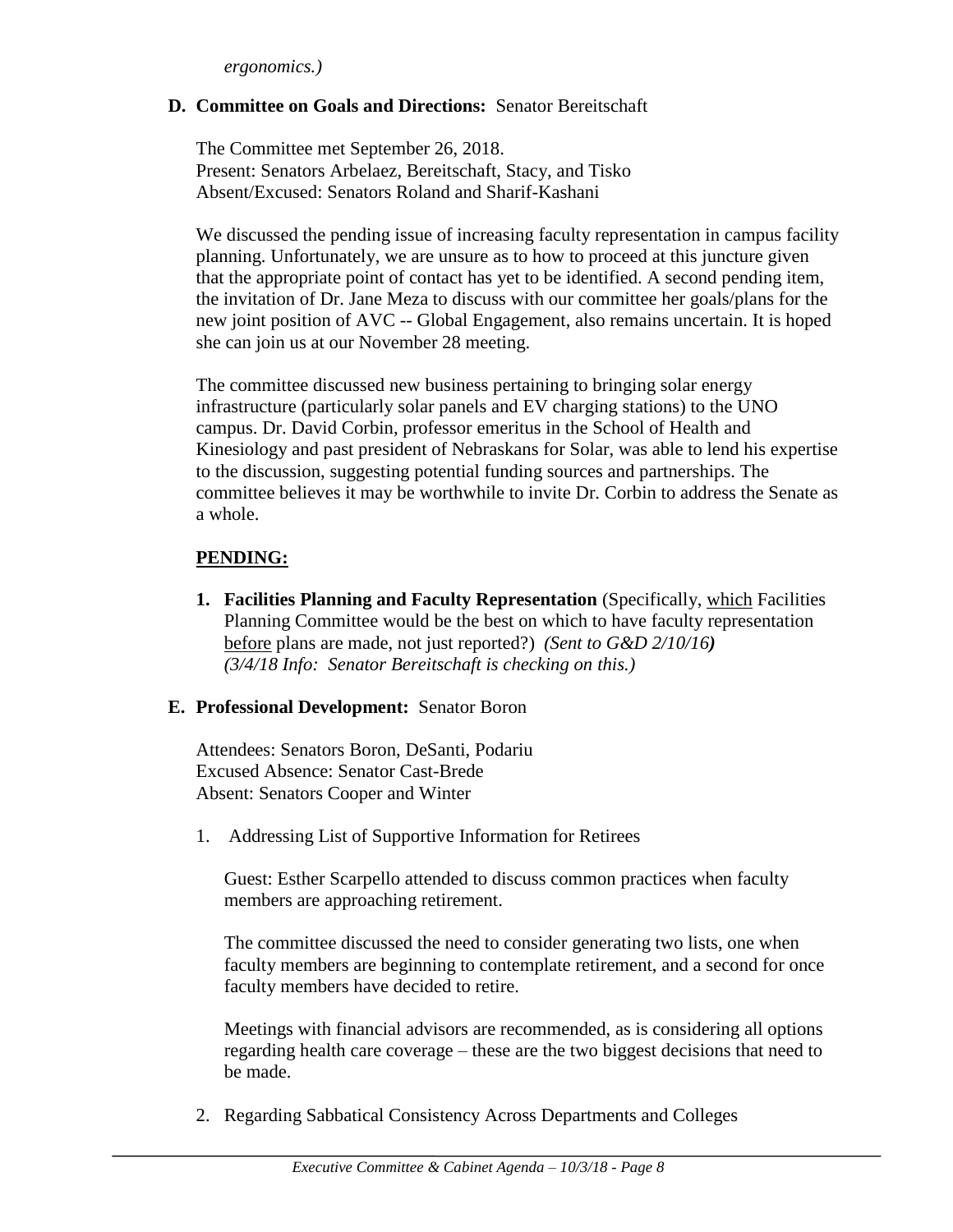*ergonomics.)*

**D. Committee on Goals and Directions:** Senator Bereitschaft

The Committee met September 26, 2018.
Present: Senators Arbelaez, Bereitschaft, Stacy, and Tisko
Absent/Excused: Senators Roland and Sharif-Kashani

We discussed the pending issue of increasing faculty representation in campus facility planning. Unfortunately, we are unsure as to how to proceed at this juncture given that the appropriate point of contact has yet to be identified. A second pending item, the invitation of Dr. Jane Meza to discuss with our committee her goals/plans for the new joint position of AVC -- Global Engagement, also remains uncertain. It is hoped she can join us at our November 28 meeting.

The committee discussed new business pertaining to bringing solar energy infrastructure (particularly solar panels and EV charging stations) to the UNO campus. Dr. David Corbin, professor emeritus in the School of Health and Kinesiology and past president of Nebraskans for Solar, was able to lend his expertise to the discussion, suggesting potential funding sources and partnerships. The committee believes it may be worthwhile to invite Dr. Corbin to address the Senate as a whole.

**PENDING:**

1. **Facilities Planning and Faculty Representation** (Specifically, which Facilities Planning Committee would be the best on which to have faculty representation before plans are made, not just reported?) *(Sent to G&D 2/10/16)*
*(3/4/18 Info: Senator Bereitschaft is checking on this.)*

**E. Professional Development:** Senator Boron

Attendees: Senators Boron, DeSanti, Podariu
Excused Absence: Senator Cast-Brede
Absent: Senators Cooper and Winter

1. Addressing List of Supportive Information for Retirees

   Guest: Esther Scarpello attended to discuss common practices when faculty members are approaching retirement.

   The committee discussed the need to consider generating two lists, one when faculty members are beginning to contemplate retirement, and a second for once faculty members have decided to retire.

   Meetings with financial advisors are recommended, as is considering all options regarding health care coverage – these are the two biggest decisions that need to be made.

2. Regarding Sabbatical Consistency Across Departments and Colleges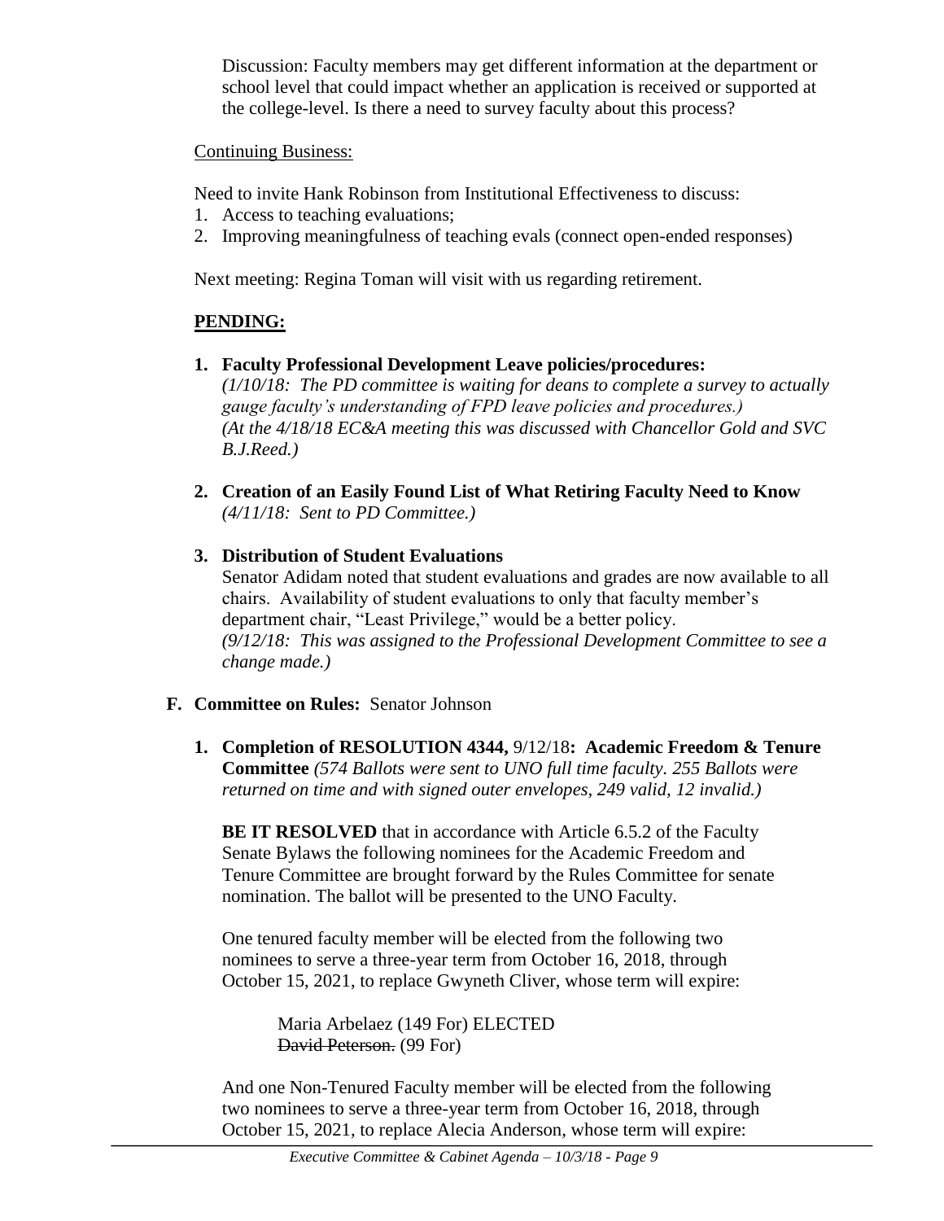Discussion: Faculty members may get different information at the department or school level that could impact whether an application is received or supported at the college-level. Is there a need to survey faculty about this process?

Continuing Business:

Need to invite Hank Robinson from Institutional Effectiveness to discuss:

1. Access to teaching evaluations;
2. Improving meaningfulness of teaching evals (connect open-ended responses)

Next meeting: Regina Toman will visit with us regarding retirement.

## PENDING:

1. **Faculty Professional Development Leave policies/procedures:**
   *(1/10/18: The PD committee is waiting for deans to complete a survey to actually gauge faculty's understanding of FPD leave policies and procedures.)*
   *(At the 4/18/18 EC&A meeting this was discussed with Chancellor Gold and SVC B.J.Reed.)*

2. **Creation of an Easily Found List of What Retiring Faculty Need to Know**
   *(4/11/18: Sent to PD Committee.)*

3. **Distribution of Student Evaluations**
   Senator Adidam noted that student evaluations and grades are now available to all chairs. Availability of student evaluations to only that faculty member's department chair, "Least Privilege," would be a better policy.
   *(9/12/18: This was assigned to the Professional Development Committee to see a change made.)*

**F. Committee on Rules:** Senator Johnson

1. **Completion of RESOLUTION 4344,** 9/12/18**: Academic Freedom & Tenure Committee** *(574 Ballots were sent to UNO full time faculty. 255 Ballots were returned on time and with signed outer envelopes, 249 valid, 12 invalid.)*

   **BE IT RESOLVED** that in accordance with Article 6.5.2 of the Faculty Senate Bylaws the following nominees for the Academic Freedom and Tenure Committee are brought forward by the Rules Committee for senate nomination. The ballot will be presented to the UNO Faculty.

   One tenured faculty member will be elected from the following two nominees to serve a three-year term from October 16, 2018, through October 15, 2021, to replace Gwyneth Cliver, whose term will expire:

   Maria Arbelaez (149 For) ELECTED
   ~~David Peterson.~~ (99 For)

   And one Non-Tenured Faculty member will be elected from the following two nominees to serve a three-year term from October 16, 2018, through October 15, 2021, to replace Alecia Anderson, whose term will expire: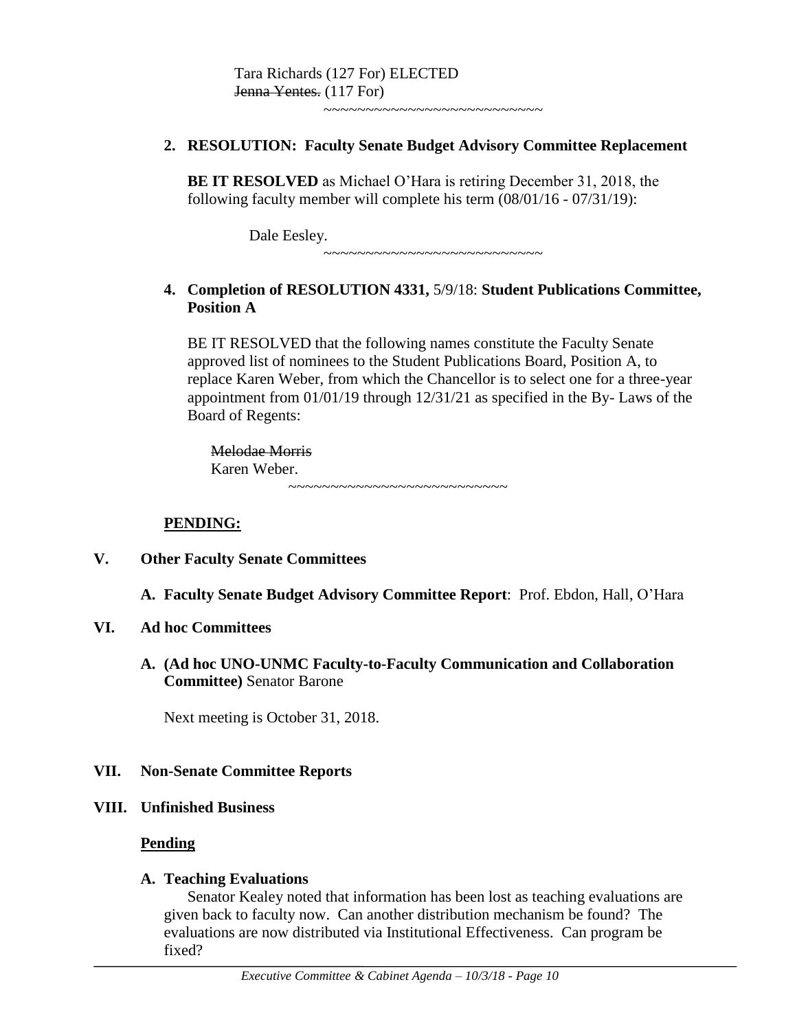Tara Richards (127 For) ELECTED
~~Jenna Yentes.~~ (117 For)

~~~~~~~~~~~~~~~~~~~~~~~~~~~~

**2. RESOLUTION: Faculty Senate Budget Advisory Committee Replacement**

**BE IT RESOLVED** as Michael O'Hara is retiring December 31, 2018, the following faculty member will complete his term (08/01/16 - 07/31/19):

Dale Eesley.

~~~~~~~~~~~~~~~~~~~~~~~~~~~~

**4. Completion of RESOLUTION 4331,** 5/9/18: **Student Publications Committee, Position A**

BE IT RESOLVED that the following names constitute the Faculty Senate approved list of nominees to the Student Publications Board, Position A, to replace Karen Weber, from which the Chancellor is to select one for a three-year appointment from 01/01/19 through 12/31/21 as specified in the By- Laws of the Board of Regents:

~~Melodae Morris~~
Karen Weber.

~~~~~~~~~~~~~~~~~~~~~~~~~~~

**PENDING:**

## V. Other Faculty Senate Committees

**A. Faculty Senate Budget Advisory Committee Report**: Prof. Ebdon, Hall, O'Hara

## VI. Ad hoc Committees

**A. (Ad hoc UNO-UNMC Faculty-to-Faculty Communication and Collaboration Committee)** Senator Barone

Next meeting is October 31, 2018.

## VII. Non-Senate Committee Reports

## VIII. Unfinished Business

**Pending**

**A. Teaching Evaluations**

Senator Kealey noted that information has been lost as teaching evaluations are given back to faculty now. Can another distribution mechanism be found? The evaluations are now distributed via Institutional Effectiveness. Can program be fixed?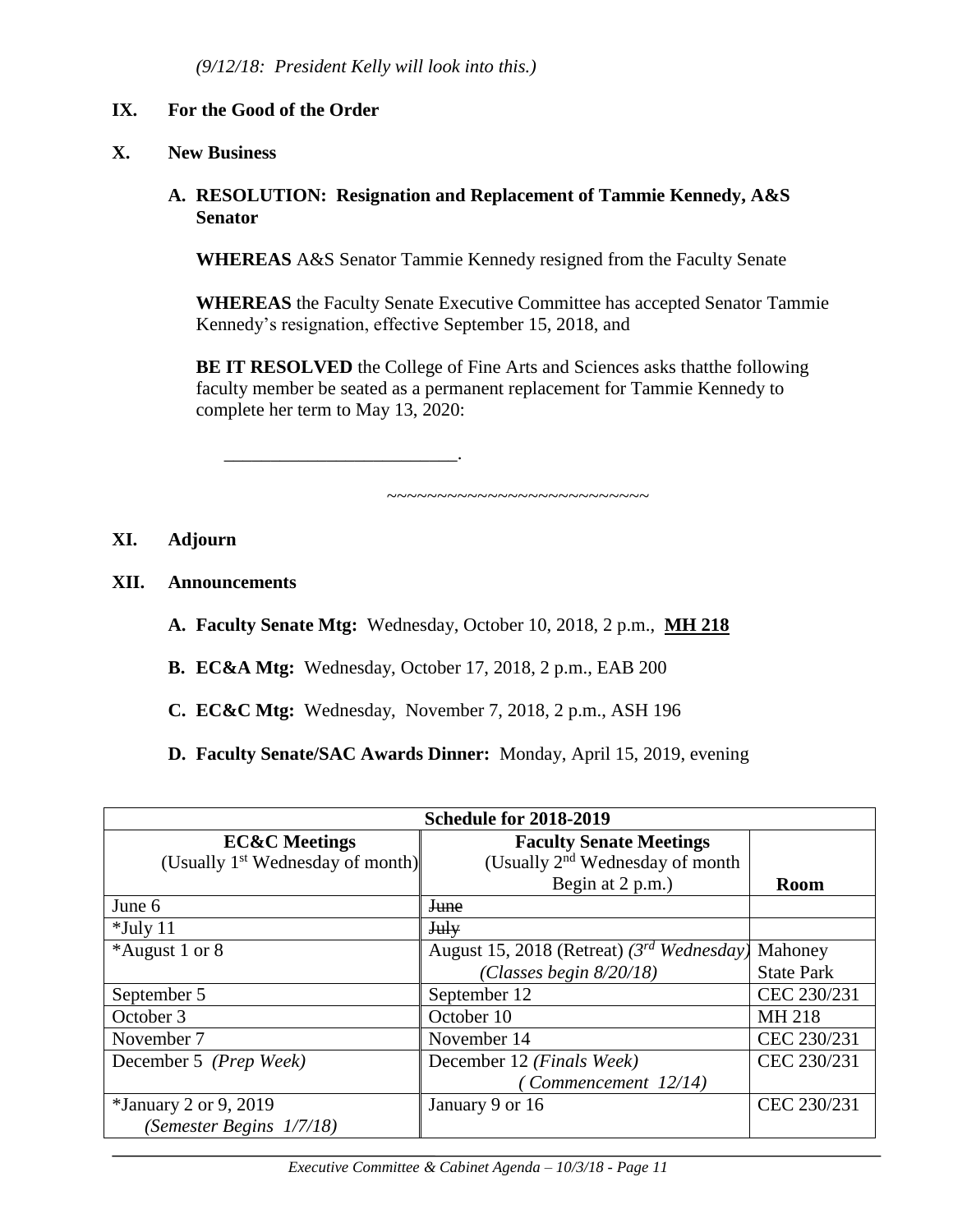*(9/12/18: President Kelly will look into this.)*

## IX. For the Good of the Order

## X. New Business

### A. RESOLUTION: Resignation and Replacement of Tammie Kennedy, A&S Senator

**WHEREAS** A&S Senator Tammie Kennedy resigned from the Faculty Senate

**WHEREAS** the Faculty Senate Executive Committee has accepted Senator Tammie Kennedy's resignation, effective September 15, 2018, and

**BE IT RESOLVED** the College of Fine Arts and Sciences asks thatthe following faculty member be seated as a permanent replacement for Tammie Kennedy to complete her term to May 13, 2020:

_________________________.

~~~~~~~~~~~~~~~~~~~~~~~~~~~~

## XI. Adjourn

## XII. Announcements

**A. Faculty Senate Mtg:** Wednesday, October 10, 2018, 2 p.m., **MH 218**

**B. EC&A Mtg:** Wednesday, October 17, 2018, 2 p.m., EAB 200

**C. EC&C Mtg:** Wednesday, November 7, 2018, 2 p.m., ASH 196

**D. Faculty Senate/SAC Awards Dinner:** Monday, April 15, 2019, evening

| Schedule for 2018-2019 | | |
|---|---|---|
| **EC&C Meetings** (Usually 1st Wednesday of month) | **Faculty Senate Meetings** (Usually 2nd Wednesday of month Begin at 2 p.m.) | **Room** |
| June 6 | ~~June~~ | |
| *July 11 | ~~July~~ | |
| *August 1 or 8 | August 15, 2018 (Retreat) *(3rd Wednesday)* *(Classes begin 8/20/18)* | Mahoney State Park |
| September 5 | September 12 | CEC 230/231 |
| October 3 | October 10 | MH 218 |
| November 7 | November 14 | CEC 230/231 |
| December 5 *(Prep Week)* | December 12 *(Finals Week)* *(Commencement 12/14)* | CEC 230/231 |
| *January 2 or 9, 2019 *(Semester Begins 1/7/18)* | January 9 or 16 | CEC 230/231 |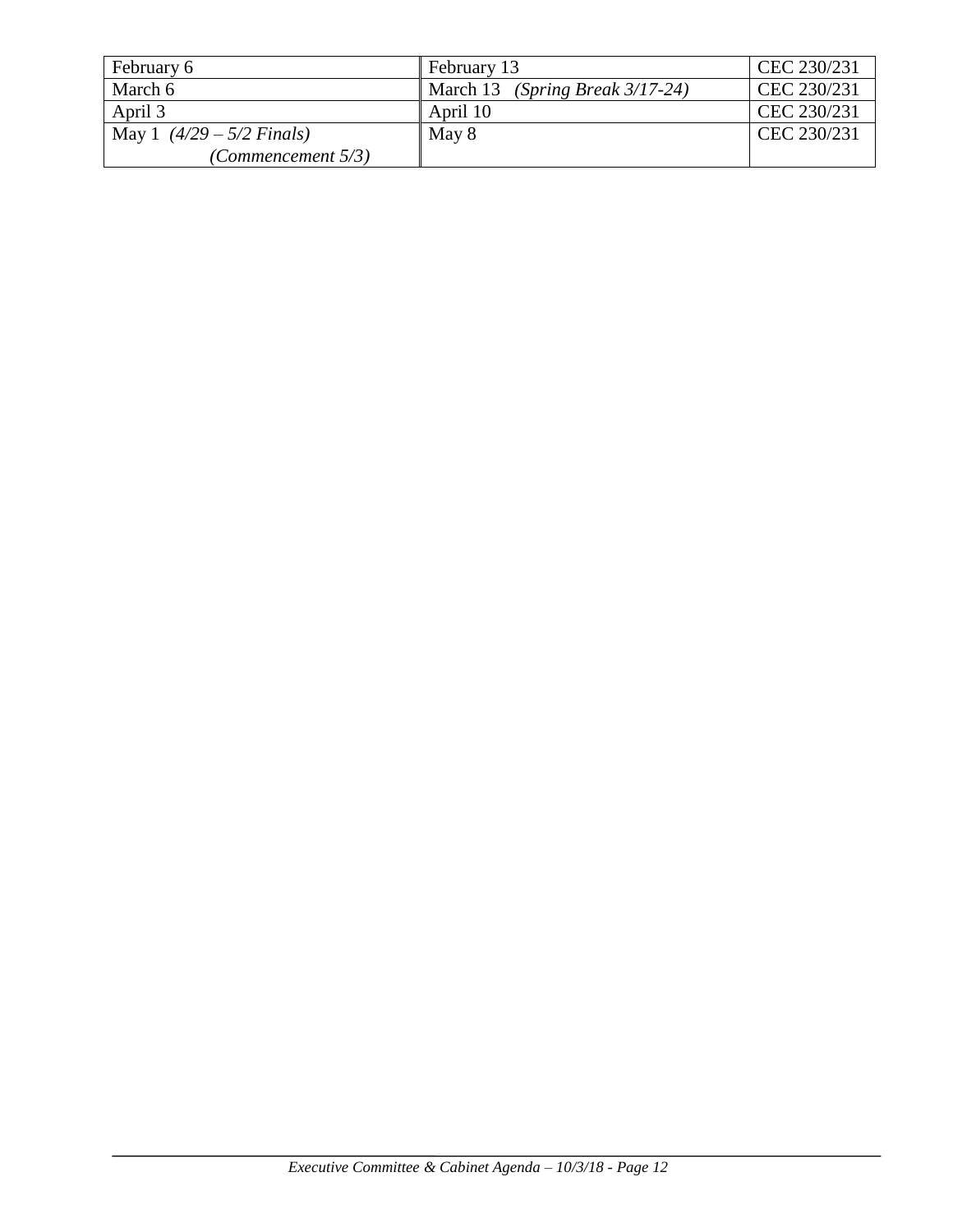| | | |
|---|---|---|
| February 6 | February 13 | CEC 230/231 |
| March 6 | March 13 *(Spring Break 3/17-24)* | CEC 230/231 |
| April 3 | April 10 | CEC 230/231 |
| May 1 *(4/29 – 5/2 Finals)* *(Commencement 5/3)* | May 8 | CEC 230/231 |